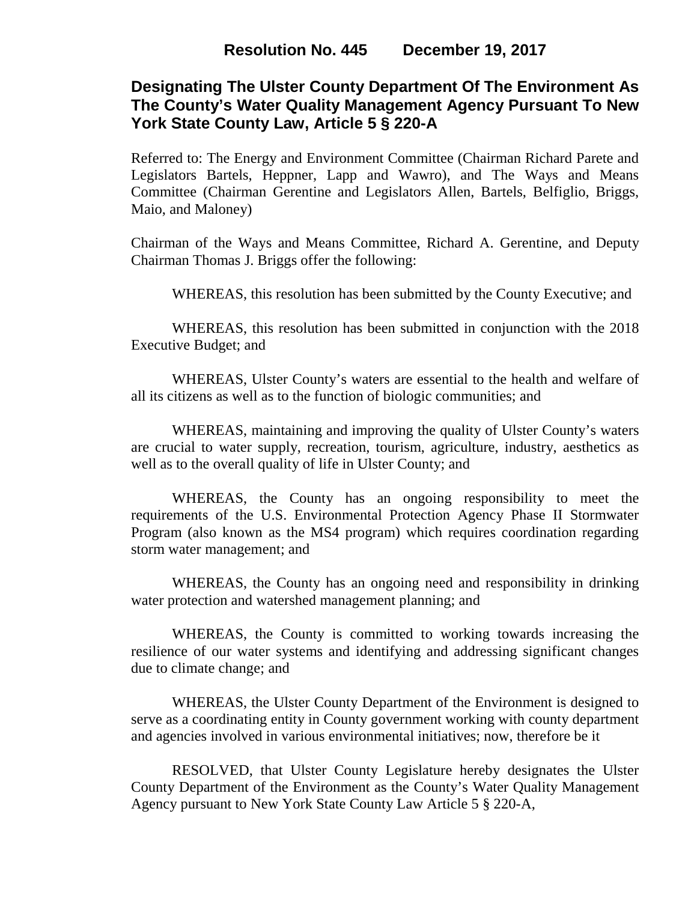**Resolution No. 445 December 19, 2017**

# Designating The Ulster County Department Of The Environment As The County's Water Quality Management Agency Pursuant To New York State County Law, Article 5 § 220-A

Referred to: The Energy and Environment Committee (Chairman Richard Parete and Legislators Bartels, Heppner, Lapp and Wawro), and The Ways and Means Committee (Chairman Gerentine and Legislators Allen, Bartels, Belfiglio, Briggs, Maio, and Maloney)

Chairman of the Ways and Means Committee, Richard A. Gerentine, and Deputy Chairman Thomas J. Briggs offer the following:

WHEREAS, this resolution has been submitted by the County Executive; and

WHEREAS, this resolution has been submitted in conjunction with the 2018 Executive Budget; and

WHEREAS, Ulster County's waters are essential to the health and welfare of all its citizens as well as to the function of biologic communities; and

WHEREAS, maintaining and improving the quality of Ulster County's waters are crucial to water supply, recreation, tourism, agriculture, industry, aesthetics as well as to the overall quality of life in Ulster County; and

WHEREAS, the County has an ongoing responsibility to meet the requirements of the U.S. Environmental Protection Agency Phase II Stormwater Program (also known as the MS4 program) which requires coordination regarding storm water management; and

WHEREAS, the County has an ongoing need and responsibility in drinking water protection and watershed management planning; and

WHEREAS, the County is committed to working towards increasing the resilience of our water systems and identifying and addressing significant changes due to climate change; and

WHEREAS, the Ulster County Department of the Environment is designed to serve as a coordinating entity in County government working with county department and agencies involved in various environmental initiatives; now, therefore be it

RESOLVED, that Ulster County Legislature hereby designates the Ulster County Department of the Environment as the County's Water Quality Management Agency pursuant to New York State County Law Article 5 § 220-A,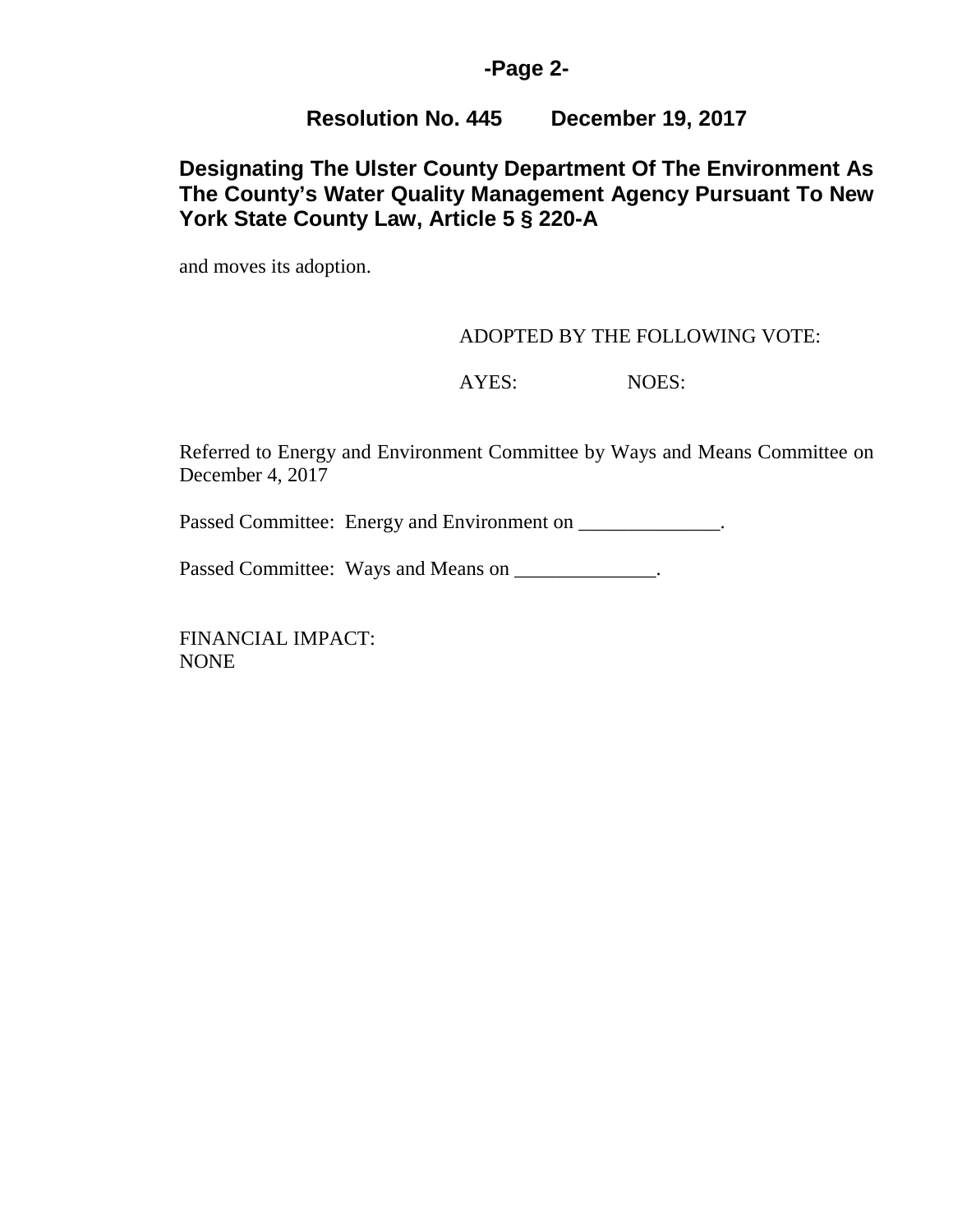**Resolution No. 445 December 19, 2017**

**Designating The Ulster County Department Of The Environment As The County's Water Quality Management Agency Pursuant To New York State County Law, Article 5 § 220-A**

and moves its adoption.

ADOPTED BY THE FOLLOWING VOTE:

AYES: NOES:

Referred to Energy and Environment Committee by Ways and Means Committee on December 4, 2017

Passed Committee: Energy and Environment on ______________.

Passed Committee: Ways and Means on ______________.

FINANCIAL IMPACT:
NONE